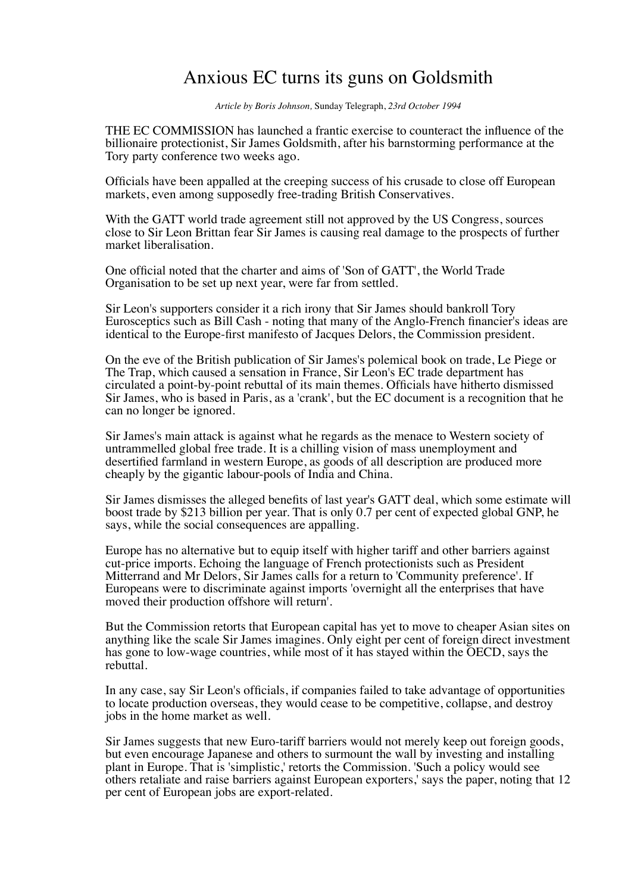# Anxious EC turns its guns on Goldsmith

*Article by Boris Johnson,* Sunday Telegraph, *23rd October 1994*

THE EC COMMISSION has launched a frantic exercise to counteract the influence of the billionaire protectionist, Sir James Goldsmith, after his barnstorming performance at the Tory party conference two weeks ago.

Officials have been appalled at the creeping success of his crusade to close off European markets, even among supposedly free-trading British Conservatives.

With the GATT world trade agreement still not approved by the US Congress, sources close to Sir Leon Brittan fear Sir James is causing real damage to the prospects of further market liberalisation.

One official noted that the charter and aims of 'Son of GATT', the World Trade Organisation to be set up next year, were far from settled.

Sir Leon's supporters consider it a rich irony that Sir James should bankroll Tory Eurosceptics such as Bill Cash - noting that many of the Anglo-French financier's ideas are identical to the Europe-first manifesto of Jacques Delors, the Commission president.

On the eve of the British publication of Sir James's polemical book on trade, Le Piege or The Trap, which caused a sensation in France, Sir Leon's EC trade department has circulated a point-by-point rebuttal of its main themes. Officials have hitherto dismissed Sir James, who is based in Paris, as a 'crank', but the EC document is a recognition that he can no longer be ignored.

Sir James's main attack is against what he regards as the menace to Western society of untrammelled global free trade. It is a chilling vision of mass unemployment and desertified farmland in western Europe, as goods of all description are produced more cheaply by the gigantic labour-pools of India and China.

Sir James dismisses the alleged benefits of last year's GATT deal, which some estimate will boost trade by $213 billion per year. That is only 0.7 per cent of expected global GNP, he says, while the social consequences are appalling.

Europe has no alternative but to equip itself with higher tariff and other barriers against cut-price imports. Echoing the language of French protectionists such as President Mitterrand and Mr Delors, Sir James calls for a return to 'Community preference'. If Europeans were to discriminate against imports 'overnight all the enterprises that have moved their production offshore will return'.

But the Commission retorts that European capital has yet to move to cheaper Asian sites on anything like the scale Sir James imagines. Only eight per cent of foreign direct investment has gone to low-wage countries, while most of it has stayed within the OECD, says the rebuttal.

In any case, say Sir Leon's officials, if companies failed to take advantage of opportunities to locate production overseas, they would cease to be competitive, collapse, and destroy jobs in the home market as well.

Sir James suggests that new Euro-tariff barriers would not merely keep out foreign goods, but even encourage Japanese and others to surmount the wall by investing and installing plant in Europe. That is 'simplistic,' retorts the Commission. 'Such a policy would see others retaliate and raise barriers against European exporters,' says the paper, noting that 12 per cent of European jobs are export-related.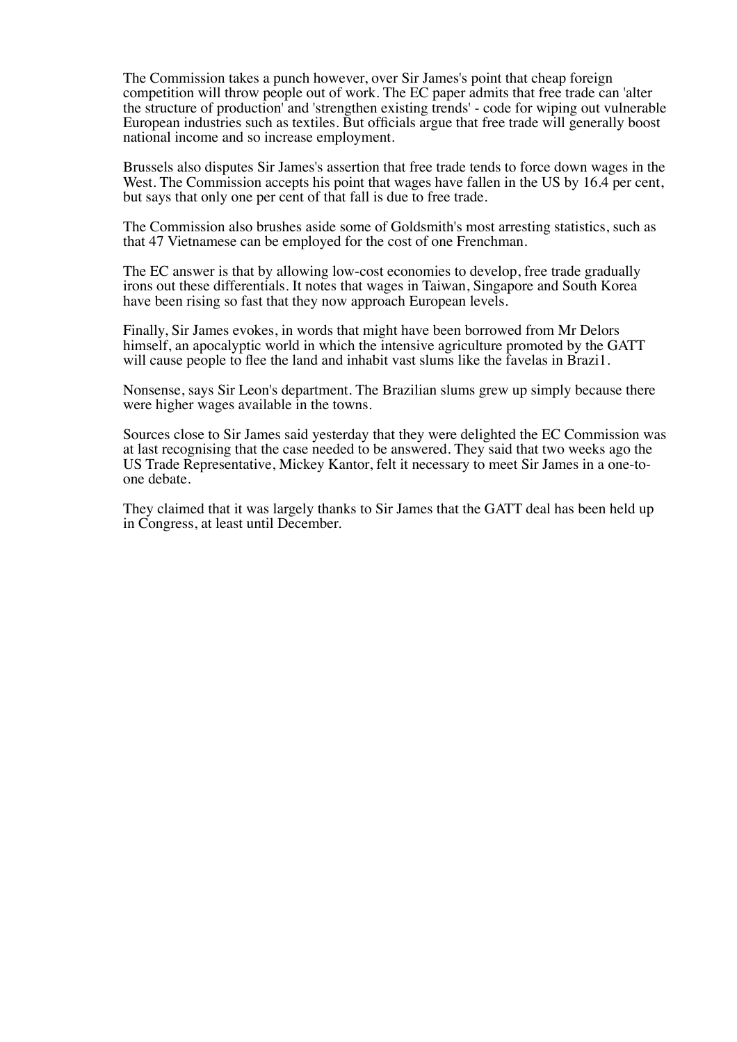The Commission takes a punch however, over Sir James's point that cheap foreign competition will throw people out of work. The EC paper admits that free trade can 'alter the structure of production' and 'strengthen existing trends' - code for wiping out vulnerable European industries such as textiles. But officials argue that free trade will generally boost national income and so increase employment.

Brussels also disputes Sir James's assertion that free trade tends to force down wages in the West. The Commission accepts his point that wages have fallen in the US by 16.4 per cent, but says that only one per cent of that fall is due to free trade.

The Commission also brushes aside some of Goldsmith's most arresting statistics, such as that 47 Vietnamese can be employed for the cost of one Frenchman.

The EC answer is that by allowing low-cost economies to develop, free trade gradually irons out these differentials. It notes that wages in Taiwan, Singapore and South Korea have been rising so fast that they now approach European levels.

Finally, Sir James evokes, in words that might have been borrowed from Mr Delors himself, an apocalyptic world in which the intensive agriculture promoted by the GATT will cause people to flee the land and inhabit vast slums like the favelas in Brazi1.

Nonsense, says Sir Leon's department. The Brazilian slums grew up simply because there were higher wages available in the towns.

Sources close to Sir James said yesterday that they were delighted the EC Commission was at last recognising that the case needed to be answered. They said that two weeks ago the US Trade Representative, Mickey Kantor, felt it necessary to meet Sir James in a one-to-one debate.

They claimed that it was largely thanks to Sir James that the GATT deal has been held up in Congress, at least until December.